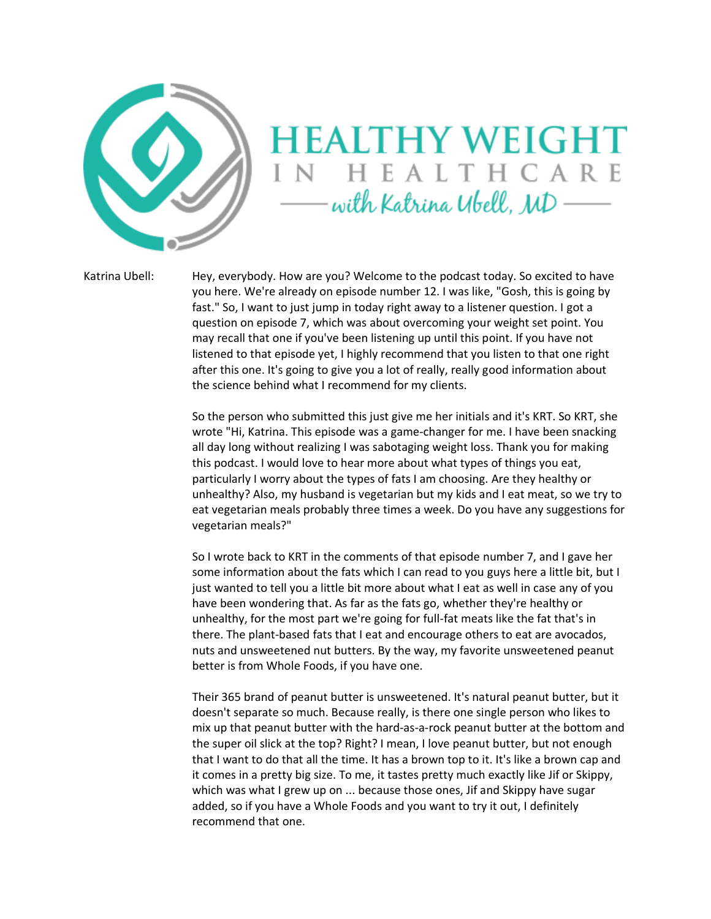# HEALTHY WEIGHT IN HEALTHCARE

## with Katrina Ubell, MD

Katrina Ubell: Hey, everybody. How are you? Welcome to the podcast today. So excited to have you here. We're already on episode number 12. I was like, "Gosh, this is going by fast." So, I want to just jump in today right away to a listener question. I got a question on episode 7, which was about overcoming your weight set point. You may recall that one if you've been listening up until this point. If you have not listened to that episode yet, I highly recommend that you listen to that one right after this one. It's going to give you a lot of really, really good information about the science behind what I recommend for my clients.

So the person who submitted this just give me her initials and it's KRT. So KRT, she wrote "Hi, Katrina. This episode was a game-changer for me. I have been snacking all day long without realizing I was sabotaging weight loss. Thank you for making this podcast. I would love to hear more about what types of things you eat, particularly I worry about the types of fats I am choosing. Are they healthy or unhealthy? Also, my husband is vegetarian but my kids and I eat meat, so we try to eat vegetarian meals probably three times a week. Do you have any suggestions for vegetarian meals?"

So I wrote back to KRT in the comments of that episode number 7, and I gave her some information about the fats which I can read to you guys here a little bit, but I just wanted to tell you a little bit more about what I eat as well in case any of you have been wondering that. As far as the fats go, whether they're healthy or unhealthy, for the most part we're going for full-fat meats like the fat that's in there. The plant-based fats that I eat and encourage others to eat are avocados, nuts and unsweetened nut butters. By the way, my favorite unsweetened peanut better is from Whole Foods, if you have one.

Their 365 brand of peanut butter is unsweetened. It's natural peanut butter, but it doesn't separate so much. Because really, is there one single person who likes to mix up that peanut butter with the hard-as-a-rock peanut butter at the bottom and the super oil slick at the top? Right? I mean, I love peanut butter, but not enough that I want to do that all the time. It has a brown top to it. It's like a brown cap and it comes in a pretty big size. To me, it tastes pretty much exactly like Jif or Skippy, which was what I grew up on ... because those ones, Jif and Skippy have sugar added, so if you have a Whole Foods and you want to try it out, I definitely recommend that one.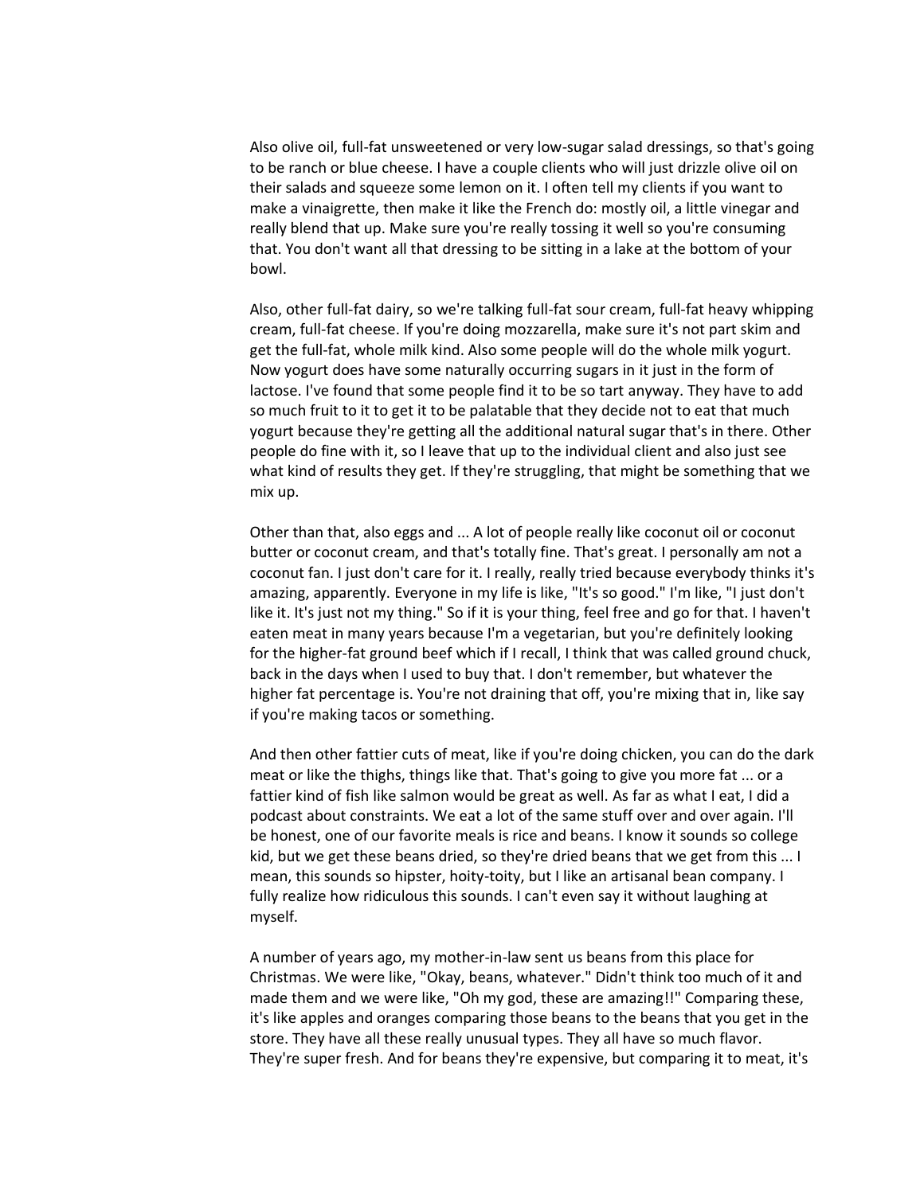Also olive oil, full-fat unsweetened or very low-sugar salad dressings, so that's going to be ranch or blue cheese. I have a couple clients who will just drizzle olive oil on their salads and squeeze some lemon on it. I often tell my clients if you want to make a vinaigrette, then make it like the French do: mostly oil, a little vinegar and really blend that up. Make sure you're really tossing it well so you're consuming that. You don't want all that dressing to be sitting in a lake at the bottom of your bowl.

Also, other full-fat dairy, so we're talking full-fat sour cream, full-fat heavy whipping cream, full-fat cheese. If you're doing mozzarella, make sure it's not part skim and get the full-fat, whole milk kind. Also some people will do the whole milk yogurt. Now yogurt does have some naturally occurring sugars in it just in the form of lactose. I've found that some people find it to be so tart anyway. They have to add so much fruit to it to get it to be palatable that they decide not to eat that much yogurt because they're getting all the additional natural sugar that's in there. Other people do fine with it, so I leave that up to the individual client and also just see what kind of results they get. If they're struggling, that might be something that we mix up.

Other than that, also eggs and ... A lot of people really like coconut oil or coconut butter or coconut cream, and that's totally fine. That's great. I personally am not a coconut fan. I just don't care for it. I really, really tried because everybody thinks it's amazing, apparently. Everyone in my life is like, "It's so good." I'm like, "I just don't like it. It's just not my thing." So if it is your thing, feel free and go for that. I haven't eaten meat in many years because I'm a vegetarian, but you're definitely looking for the higher-fat ground beef which if I recall, I think that was called ground chuck, back in the days when I used to buy that. I don't remember, but whatever the higher fat percentage is. You're not draining that off, you're mixing that in, like say if you're making tacos or something.

And then other fattier cuts of meat, like if you're doing chicken, you can do the dark meat or like the thighs, things like that. That's going to give you more fat ... or a fattier kind of fish like salmon would be great as well. As far as what I eat, I did a podcast about constraints. We eat a lot of the same stuff over and over again. I'll be honest, one of our favorite meals is rice and beans. I know it sounds so college kid, but we get these beans dried, so they're dried beans that we get from this ... I mean, this sounds so hipster, hoity-toity, but I like an artisanal bean company. I fully realize how ridiculous this sounds. I can't even say it without laughing at myself.

A number of years ago, my mother-in-law sent us beans from this place for Christmas. We were like, "Okay, beans, whatever." Didn't think too much of it and made them and we were like, "Oh my god, these are amazing!!" Comparing these, it's like apples and oranges comparing those beans to the beans that you get in the store. They have all these really unusual types. They all have so much flavor. They're super fresh. And for beans they're expensive, but comparing it to meat, it's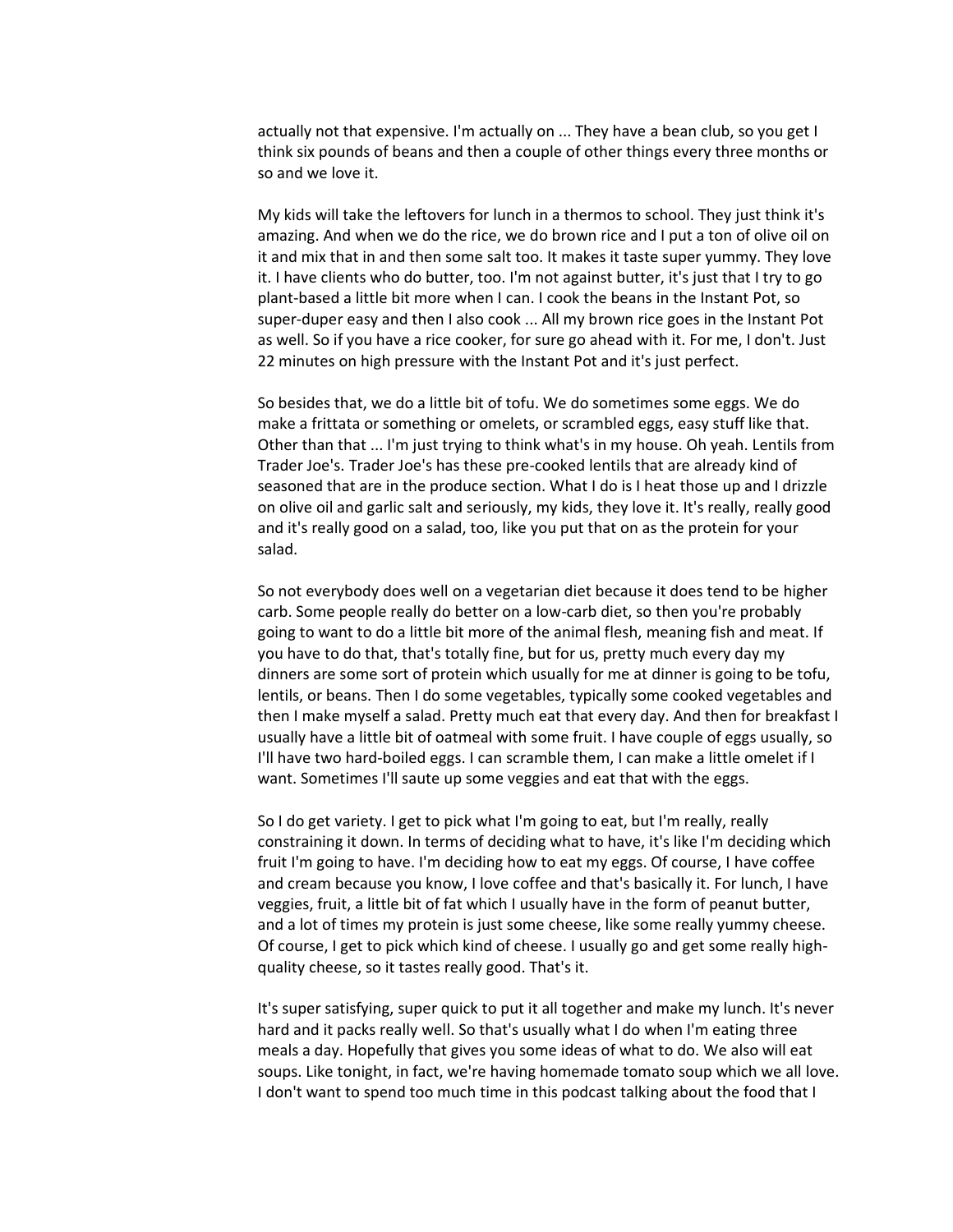actually not that expensive. I'm actually on ... They have a bean club, so you get I think six pounds of beans and then a couple of other things every three months or so and we love it.

My kids will take the leftovers for lunch in a thermos to school. They just think it's amazing. And when we do the rice, we do brown rice and I put a ton of olive oil on it and mix that in and then some salt too. It makes it taste super yummy. They love it. I have clients who do butter, too. I'm not against butter, it's just that I try to go plant-based a little bit more when I can. I cook the beans in the Instant Pot, so super-duper easy and then I also cook ... All my brown rice goes in the Instant Pot as well. So if you have a rice cooker, for sure go ahead with it. For me, I don't. Just 22 minutes on high pressure with the Instant Pot and it's just perfect.

So besides that, we do a little bit of tofu. We do sometimes some eggs. We do make a frittata or something or omelets, or scrambled eggs, easy stuff like that. Other than that ... I'm just trying to think what's in my house. Oh yeah. Lentils from Trader Joe's. Trader Joe's has these pre-cooked lentils that are already kind of seasoned that are in the produce section. What I do is I heat those up and I drizzle on olive oil and garlic salt and seriously, my kids, they love it. It's really, really good and it's really good on a salad, too, like you put that on as the protein for your salad.

So not everybody does well on a vegetarian diet because it does tend to be higher carb. Some people really do better on a low-carb diet, so then you're probably going to want to do a little bit more of the animal flesh, meaning fish and meat. If you have to do that, that's totally fine, but for us, pretty much every day my dinners are some sort of protein which usually for me at dinner is going to be tofu, lentils, or beans. Then I do some vegetables, typically some cooked vegetables and then I make myself a salad. Pretty much eat that every day. And then for breakfast I usually have a little bit of oatmeal with some fruit. I have couple of eggs usually, so I'll have two hard-boiled eggs. I can scramble them, I can make a little omelet if I want. Sometimes I'll saute up some veggies and eat that with the eggs.

So I do get variety. I get to pick what I'm going to eat, but I'm really, really constraining it down. In terms of deciding what to have, it's like I'm deciding which fruit I'm going to have. I'm deciding how to eat my eggs. Of course, I have coffee and cream because you know, I love coffee and that's basically it. For lunch, I have veggies, fruit, a little bit of fat which I usually have in the form of peanut butter, and a lot of times my protein is just some cheese, like some really yummy cheese. Of course, I get to pick which kind of cheese. I usually go and get some really high-quality cheese, so it tastes really good. That's it.

It's super satisfying, super quick to put it all together and make my lunch. It's never hard and it packs really well. So that's usually what I do when I'm eating three meals a day. Hopefully that gives you some ideas of what to do. We also will eat soups. Like tonight, in fact, we're having homemade tomato soup which we all love. I don't want to spend too much time in this podcast talking about the food that I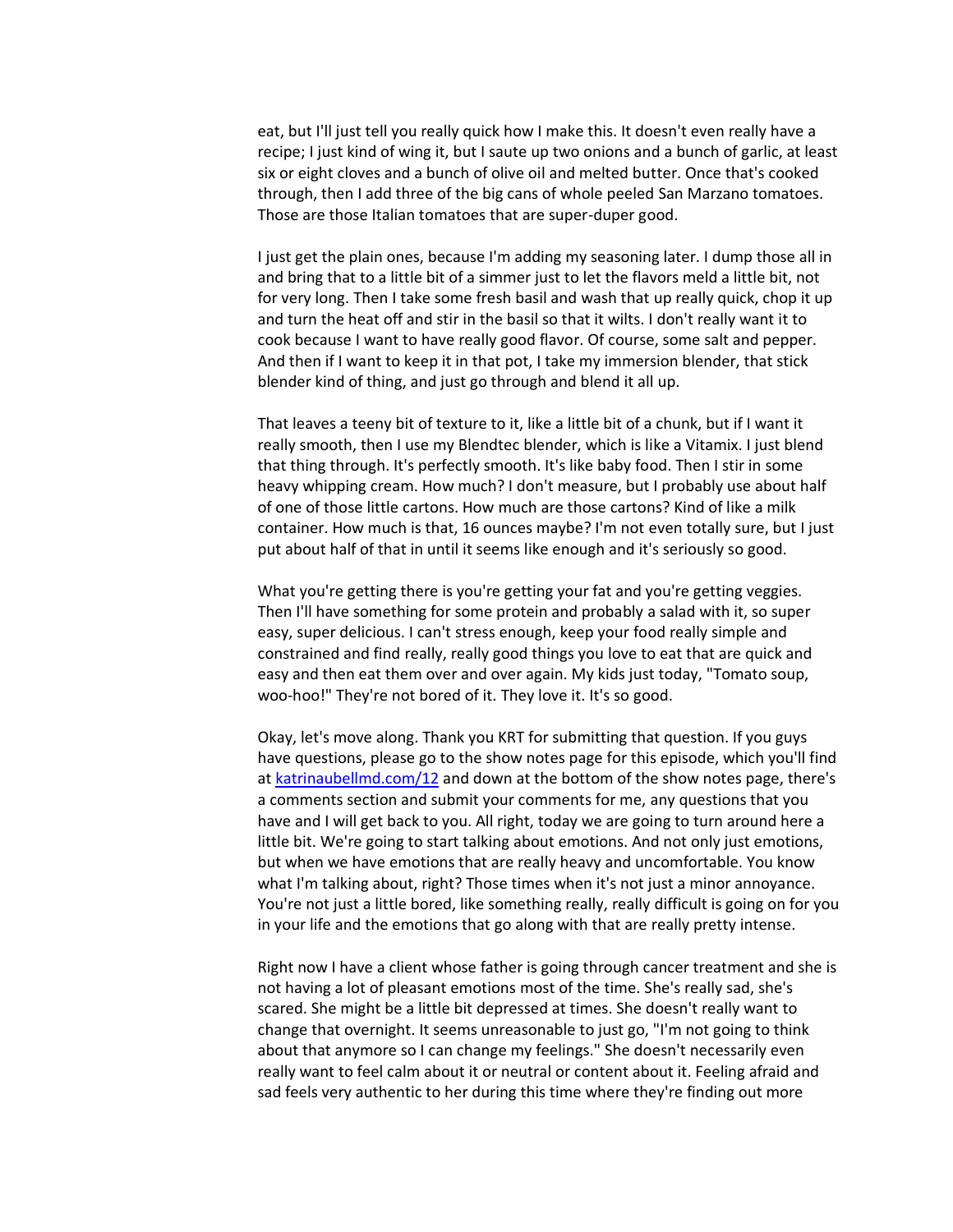eat, but I'll just tell you really quick how I make this. It doesn't even really have a recipe; I just kind of wing it, but I saute up two onions and a bunch of garlic, at least six or eight cloves and a bunch of olive oil and melted butter. Once that's cooked through, then I add three of the big cans of whole peeled San Marzano tomatoes. Those are those Italian tomatoes that are super-duper good.

I just get the plain ones, because I'm adding my seasoning later. I dump those all in and bring that to a little bit of a simmer just to let the flavors meld a little bit, not for very long. Then I take some fresh basil and wash that up really quick, chop it up and turn the heat off and stir in the basil so that it wilts. I don't really want it to cook because I want to have really good flavor. Of course, some salt and pepper. And then if I want to keep it in that pot, I take my immersion blender, that stick blender kind of thing, and just go through and blend it all up.

That leaves a teeny bit of texture to it, like a little bit of a chunk, but if I want it really smooth, then I use my Blendtec blender, which is like a Vitamix. I just blend that thing through. It's perfectly smooth. It's like baby food. Then I stir in some heavy whipping cream. How much? I don't measure, but I probably use about half of one of those little cartons. How much are those cartons? Kind of like a milk container. How much is that, 16 ounces maybe? I'm not even totally sure, but I just put about half of that in until it seems like enough and it's seriously so good.

What you're getting there is you're getting your fat and you're getting veggies. Then I'll have something for some protein and probably a salad with it, so super easy, super delicious. I can't stress enough, keep your food really simple and constrained and find really, really good things you love to eat that are quick and easy and then eat them over and over again. My kids just today, "Tomato soup, woo-hoo!" They're not bored of it. They love it. It's so good.

Okay, let's move along. Thank you KRT for submitting that question. If you guys have questions, please go to the show notes page for this episode, which you'll find at [katrinaubellmd.com/12](katrinaubellmd.com/12) and down at the bottom of the show notes page, there's a comments section and submit your comments for me, any questions that you have and I will get back to you. All right, today we are going to turn around here a little bit. We're going to start talking about emotions. And not only just emotions, but when we have emotions that are really heavy and uncomfortable. You know what I'm talking about, right? Those times when it's not just a minor annoyance. You're not just a little bored, like something really, really difficult is going on for you in your life and the emotions that go along with that are really pretty intense.

Right now I have a client whose father is going through cancer treatment and she is not having a lot of pleasant emotions most of the time. She's really sad, she's scared. She might be a little bit depressed at times. She doesn't really want to change that overnight. It seems unreasonable to just go, "I'm not going to think about that anymore so I can change my feelings." She doesn't necessarily even really want to feel calm about it or neutral or content about it. Feeling afraid and sad feels very authentic to her during this time where they're finding out more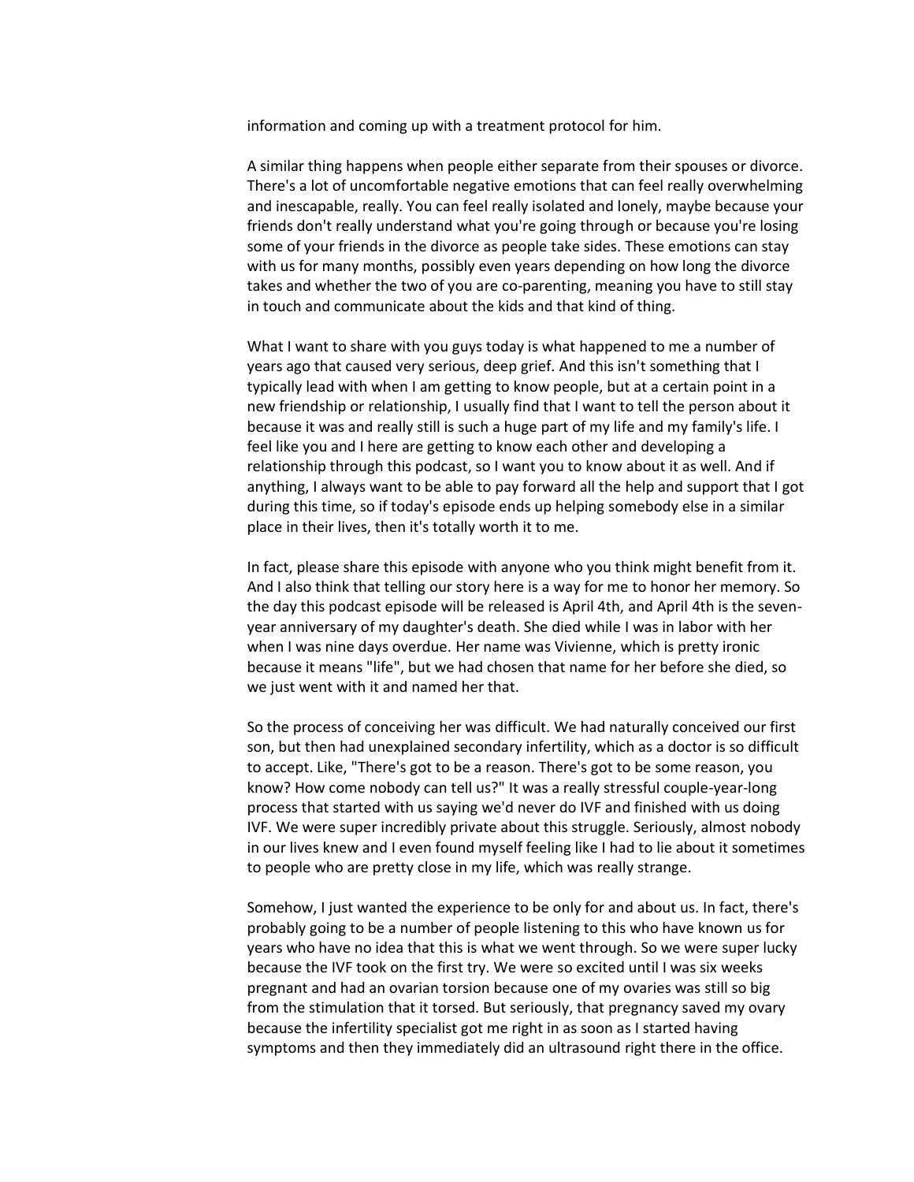information and coming up with a treatment protocol for him.

A similar thing happens when people either separate from their spouses or divorce. There's a lot of uncomfortable negative emotions that can feel really overwhelming and inescapable, really. You can feel really isolated and lonely, maybe because your friends don't really understand what you're going through or because you're losing some of your friends in the divorce as people take sides. These emotions can stay with us for many months, possibly even years depending on how long the divorce takes and whether the two of you are co-parenting, meaning you have to still stay in touch and communicate about the kids and that kind of thing.

What I want to share with you guys today is what happened to me a number of years ago that caused very serious, deep grief. And this isn't something that I typically lead with when I am getting to know people, but at a certain point in a new friendship or relationship, I usually find that I want to tell the person about it because it was and really still is such a huge part of my life and my family's life. I feel like you and I here are getting to know each other and developing a relationship through this podcast, so I want you to know about it as well. And if anything, I always want to be able to pay forward all the help and support that I got during this time, so if today's episode ends up helping somebody else in a similar place in their lives, then it's totally worth it to me.

In fact, please share this episode with anyone who you think might benefit from it. And I also think that telling our story here is a way for me to honor her memory. So the day this podcast episode will be released is April 4th, and April 4th is the seven-year anniversary of my daughter's death. She died while I was in labor with her when I was nine days overdue. Her name was Vivienne, which is pretty ironic because it means "life", but we had chosen that name for her before she died, so we just went with it and named her that.

So the process of conceiving her was difficult. We had naturally conceived our first son, but then had unexplained secondary infertility, which as a doctor is so difficult to accept. Like, "There's got to be a reason. There's got to be some reason, you know? How come nobody can tell us?" It was a really stressful couple-year-long process that started with us saying we'd never do IVF and finished with us doing IVF. We were super incredibly private about this struggle. Seriously, almost nobody in our lives knew and I even found myself feeling like I had to lie about it sometimes to people who are pretty close in my life, which was really strange.

Somehow, I just wanted the experience to be only for and about us. In fact, there's probably going to be a number of people listening to this who have known us for years who have no idea that this is what we went through. So we were super lucky because the IVF took on the first try. We were so excited until I was six weeks pregnant and had an ovarian torsion because one of my ovaries was still so big from the stimulation that it torsed. But seriously, that pregnancy saved my ovary because the infertility specialist got me right in as soon as I started having symptoms and then they immediately did an ultrasound right there in the office.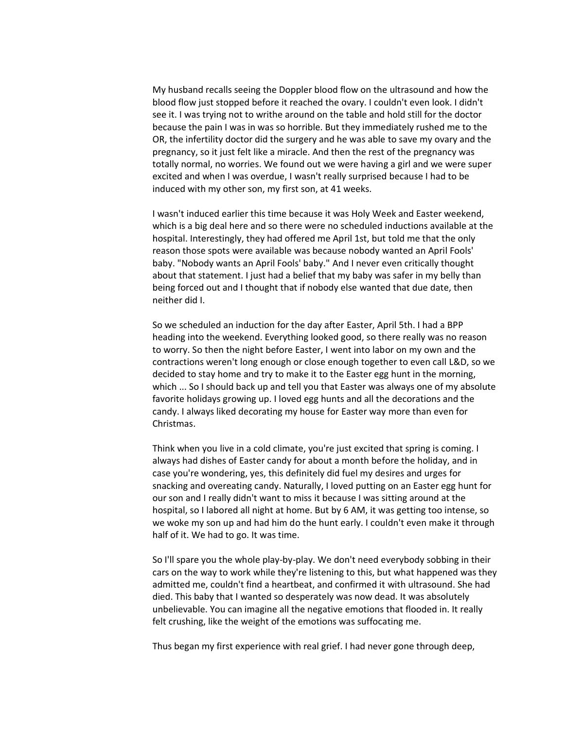My husband recalls seeing the Doppler blood flow on the ultrasound and how the blood flow just stopped before it reached the ovary. I couldn't even look. I didn't see it. I was trying not to writhe around on the table and hold still for the doctor because the pain I was in was so horrible. But they immediately rushed me to the OR, the infertility doctor did the surgery and he was able to save my ovary and the pregnancy, so it just felt like a miracle. And then the rest of the pregnancy was totally normal, no worries. We found out we were having a girl and we were super excited and when I was overdue, I wasn't really surprised because I had to be induced with my other son, my first son, at 41 weeks.

I wasn't induced earlier this time because it was Holy Week and Easter weekend, which is a big deal here and so there were no scheduled inductions available at the hospital. Interestingly, they had offered me April 1st, but told me that the only reason those spots were available was because nobody wanted an April Fools' baby. "Nobody wants an April Fools' baby." And I never even critically thought about that statement. I just had a belief that my baby was safer in my belly than being forced out and I thought that if nobody else wanted that due date, then neither did I.

So we scheduled an induction for the day after Easter, April 5th. I had a BPP heading into the weekend. Everything looked good, so there really was no reason to worry. So then the night before Easter, I went into labor on my own and the contractions weren't long enough or close enough together to even call L&D, so we decided to stay home and try to make it to the Easter egg hunt in the morning, which ... So I should back up and tell you that Easter was always one of my absolute favorite holidays growing up. I loved egg hunts and all the decorations and the candy. I always liked decorating my house for Easter way more than even for Christmas.

Think when you live in a cold climate, you're just excited that spring is coming. I always had dishes of Easter candy for about a month before the holiday, and in case you're wondering, yes, this definitely did fuel my desires and urges for snacking and overeating candy. Naturally, I loved putting on an Easter egg hunt for our son and I really didn't want to miss it because I was sitting around at the hospital, so I labored all night at home. But by 6 AM, it was getting too intense, so we woke my son up and had him do the hunt early. I couldn't even make it through half of it. We had to go. It was time.

So I'll spare you the whole play-by-play. We don't need everybody sobbing in their cars on the way to work while they're listening to this, but what happened was they admitted me, couldn't find a heartbeat, and confirmed it with ultrasound. She had died. This baby that I wanted so desperately was now dead. It was absolutely unbelievable. You can imagine all the negative emotions that flooded in. It really felt crushing, like the weight of the emotions was suffocating me.

Thus began my first experience with real grief. I had never gone through deep,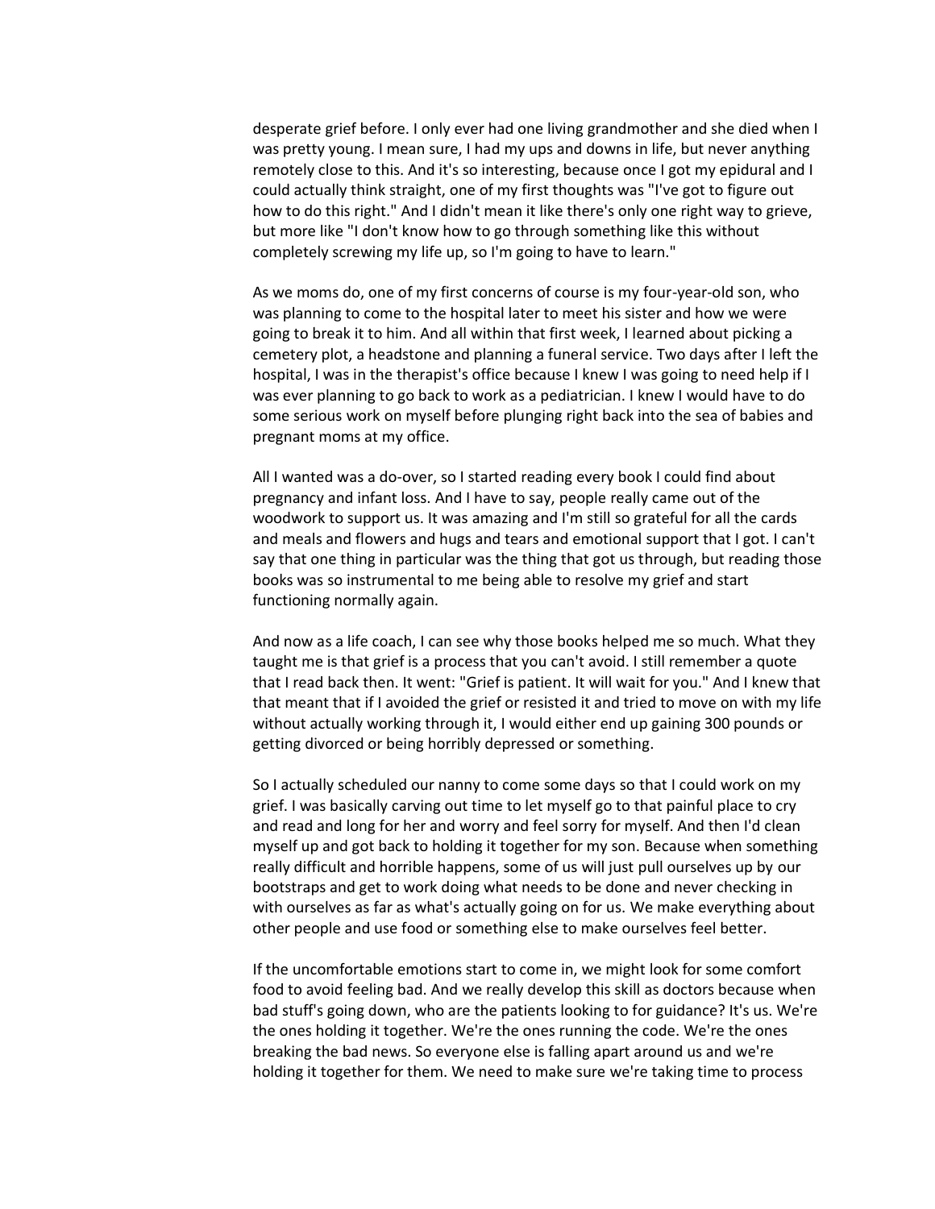desperate grief before. I only ever had one living grandmother and she died when I was pretty young. I mean sure, I had my ups and downs in life, but never anything remotely close to this. And it's so interesting, because once I got my epidural and I could actually think straight, one of my first thoughts was "I've got to figure out how to do this right." And I didn't mean it like there's only one right way to grieve, but more like "I don't know how to go through something like this without completely screwing my life up, so I'm going to have to learn."

As we moms do, one of my first concerns of course is my four-year-old son, who was planning to come to the hospital later to meet his sister and how we were going to break it to him. And all within that first week, I learned about picking a cemetery plot, a headstone and planning a funeral service. Two days after I left the hospital, I was in the therapist's office because I knew I was going to need help if I was ever planning to go back to work as a pediatrician. I knew I would have to do some serious work on myself before plunging right back into the sea of babies and pregnant moms at my office.

All I wanted was a do-over, so I started reading every book I could find about pregnancy and infant loss. And I have to say, people really came out of the woodwork to support us. It was amazing and I'm still so grateful for all the cards and meals and flowers and hugs and tears and emotional support that I got. I can't say that one thing in particular was the thing that got us through, but reading those books was so instrumental to me being able to resolve my grief and start functioning normally again.

And now as a life coach, I can see why those books helped me so much. What they taught me is that grief is a process that you can't avoid. I still remember a quote that I read back then. It went: "Grief is patient. It will wait for you." And I knew that that meant that if I avoided the grief or resisted it and tried to move on with my life without actually working through it, I would either end up gaining 300 pounds or getting divorced or being horribly depressed or something.

So I actually scheduled our nanny to come some days so that I could work on my grief. I was basically carving out time to let myself go to that painful place to cry and read and long for her and worry and feel sorry for myself. And then I'd clean myself up and got back to holding it together for my son. Because when something really difficult and horrible happens, some of us will just pull ourselves up by our bootstraps and get to work doing what needs to be done and never checking in with ourselves as far as what's actually going on for us. We make everything about other people and use food or something else to make ourselves feel better.

If the uncomfortable emotions start to come in, we might look for some comfort food to avoid feeling bad. And we really develop this skill as doctors because when bad stuff's going down, who are the patients looking to for guidance? It's us. We're the ones holding it together. We're the ones running the code. We're the ones breaking the bad news. So everyone else is falling apart around us and we're holding it together for them. We need to make sure we're taking time to process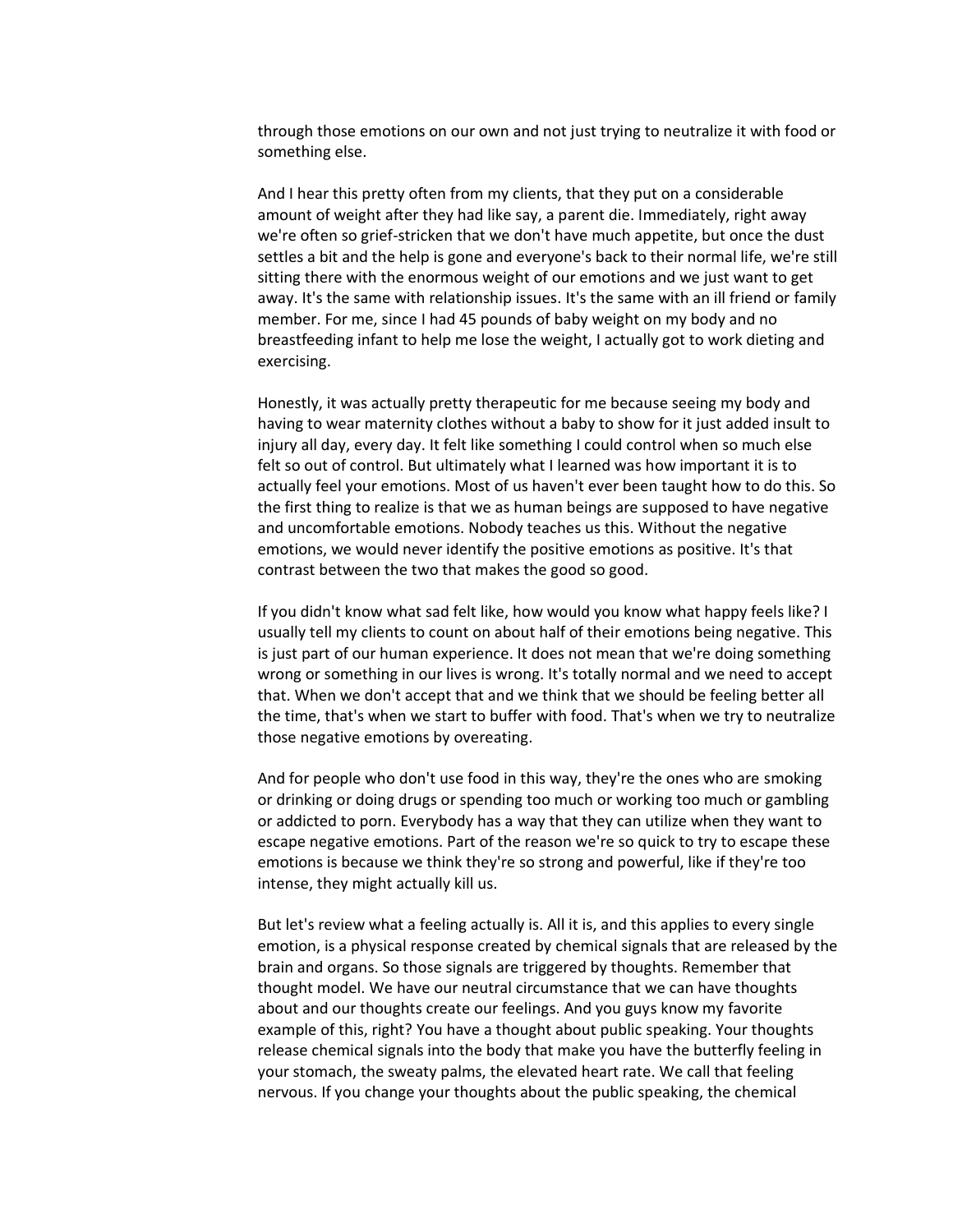through those emotions on our own and not just trying to neutralize it with food or something else.

And I hear this pretty often from my clients, that they put on a considerable amount of weight after they had like say, a parent die. Immediately, right away we're often so grief-stricken that we don't have much appetite, but once the dust settles a bit and the help is gone and everyone's back to their normal life, we're still sitting there with the enormous weight of our emotions and we just want to get away. It's the same with relationship issues. It's the same with an ill friend or family member. For me, since I had 45 pounds of baby weight on my body and no breastfeeding infant to help me lose the weight, I actually got to work dieting and exercising.

Honestly, it was actually pretty therapeutic for me because seeing my body and having to wear maternity clothes without a baby to show for it just added insult to injury all day, every day. It felt like something I could control when so much else felt so out of control. But ultimately what I learned was how important it is to actually feel your emotions. Most of us haven't ever been taught how to do this. So the first thing to realize is that we as human beings are supposed to have negative and uncomfortable emotions. Nobody teaches us this. Without the negative emotions, we would never identify the positive emotions as positive. It's that contrast between the two that makes the good so good.

If you didn't know what sad felt like, how would you know what happy feels like? I usually tell my clients to count on about half of their emotions being negative. This is just part of our human experience. It does not mean that we're doing something wrong or something in our lives is wrong. It's totally normal and we need to accept that. When we don't accept that and we think that we should be feeling better all the time, that's when we start to buffer with food. That's when we try to neutralize those negative emotions by overeating.

And for people who don't use food in this way, they're the ones who are smoking or drinking or doing drugs or spending too much or working too much or gambling or addicted to porn. Everybody has a way that they can utilize when they want to escape negative emotions. Part of the reason we're so quick to try to escape these emotions is because we think they're so strong and powerful, like if they're too intense, they might actually kill us.

But let's review what a feeling actually is. All it is, and this applies to every single emotion, is a physical response created by chemical signals that are released by the brain and organs. So those signals are triggered by thoughts. Remember that thought model. We have our neutral circumstance that we can have thoughts about and our thoughts create our feelings. And you guys know my favorite example of this, right? You have a thought about public speaking. Your thoughts release chemical signals into the body that make you have the butterfly feeling in your stomach, the sweaty palms, the elevated heart rate. We call that feeling nervous. If you change your thoughts about the public speaking, the chemical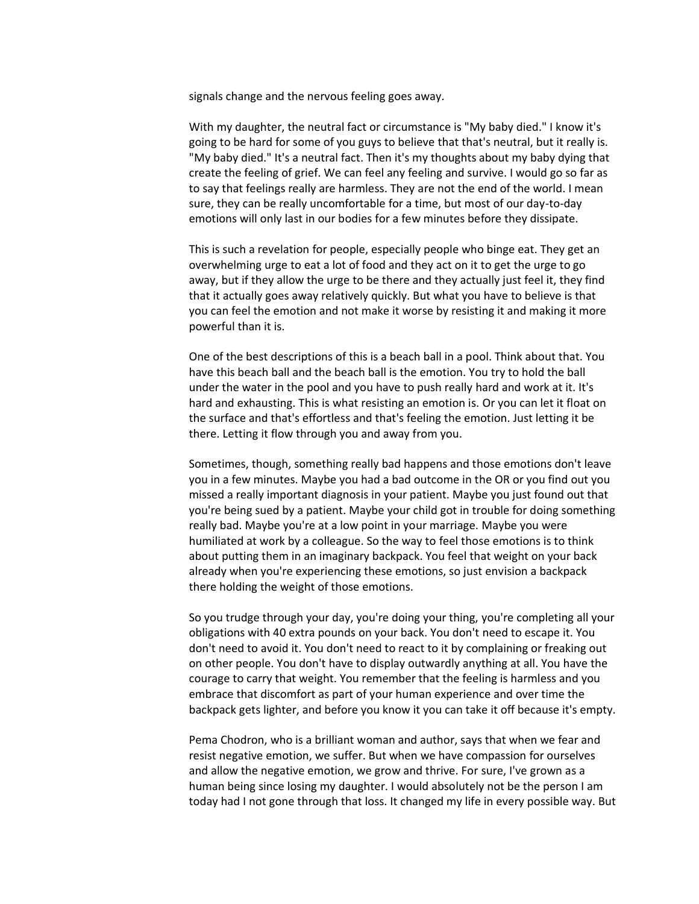signals change and the nervous feeling goes away.

With my daughter, the neutral fact or circumstance is "My baby died." I know it's going to be hard for some of you guys to believe that that's neutral, but it really is. "My baby died." It's a neutral fact. Then it's my thoughts about my baby dying that create the feeling of grief. We can feel any feeling and survive. I would go so far as to say that feelings really are harmless. They are not the end of the world. I mean sure, they can be really uncomfortable for a time, but most of our day-to-day emotions will only last in our bodies for a few minutes before they dissipate.

This is such a revelation for people, especially people who binge eat. They get an overwhelming urge to eat a lot of food and they act on it to get the urge to go away, but if they allow the urge to be there and they actually just feel it, they find that it actually goes away relatively quickly. But what you have to believe is that you can feel the emotion and not make it worse by resisting it and making it more powerful than it is.

One of the best descriptions of this is a beach ball in a pool. Think about that. You have this beach ball and the beach ball is the emotion. You try to hold the ball under the water in the pool and you have to push really hard and work at it. It's hard and exhausting. This is what resisting an emotion is. Or you can let it float on the surface and that's effortless and that's feeling the emotion. Just letting it be there. Letting it flow through you and away from you.

Sometimes, though, something really bad happens and those emotions don't leave you in a few minutes. Maybe you had a bad outcome in the OR or you find out you missed a really important diagnosis in your patient. Maybe you just found out that you're being sued by a patient. Maybe your child got in trouble for doing something really bad. Maybe you're at a low point in your marriage. Maybe you were humiliated at work by a colleague. So the way to feel those emotions is to think about putting them in an imaginary backpack. You feel that weight on your back already when you're experiencing these emotions, so just envision a backpack there holding the weight of those emotions.

So you trudge through your day, you're doing your thing, you're completing all your obligations with 40 extra pounds on your back. You don't need to escape it. You don't need to avoid it. You don't need to react to it by complaining or freaking out on other people. You don't have to display outwardly anything at all. You have the courage to carry that weight. You remember that the feeling is harmless and you embrace that discomfort as part of your human experience and over time the backpack gets lighter, and before you know it you can take it off because it's empty.

Pema Chodron, who is a brilliant woman and author, says that when we fear and resist negative emotion, we suffer. But when we have compassion for ourselves and allow the negative emotion, we grow and thrive. For sure, I've grown as a human being since losing my daughter. I would absolutely not be the person I am today had I not gone through that loss. It changed my life in every possible way. But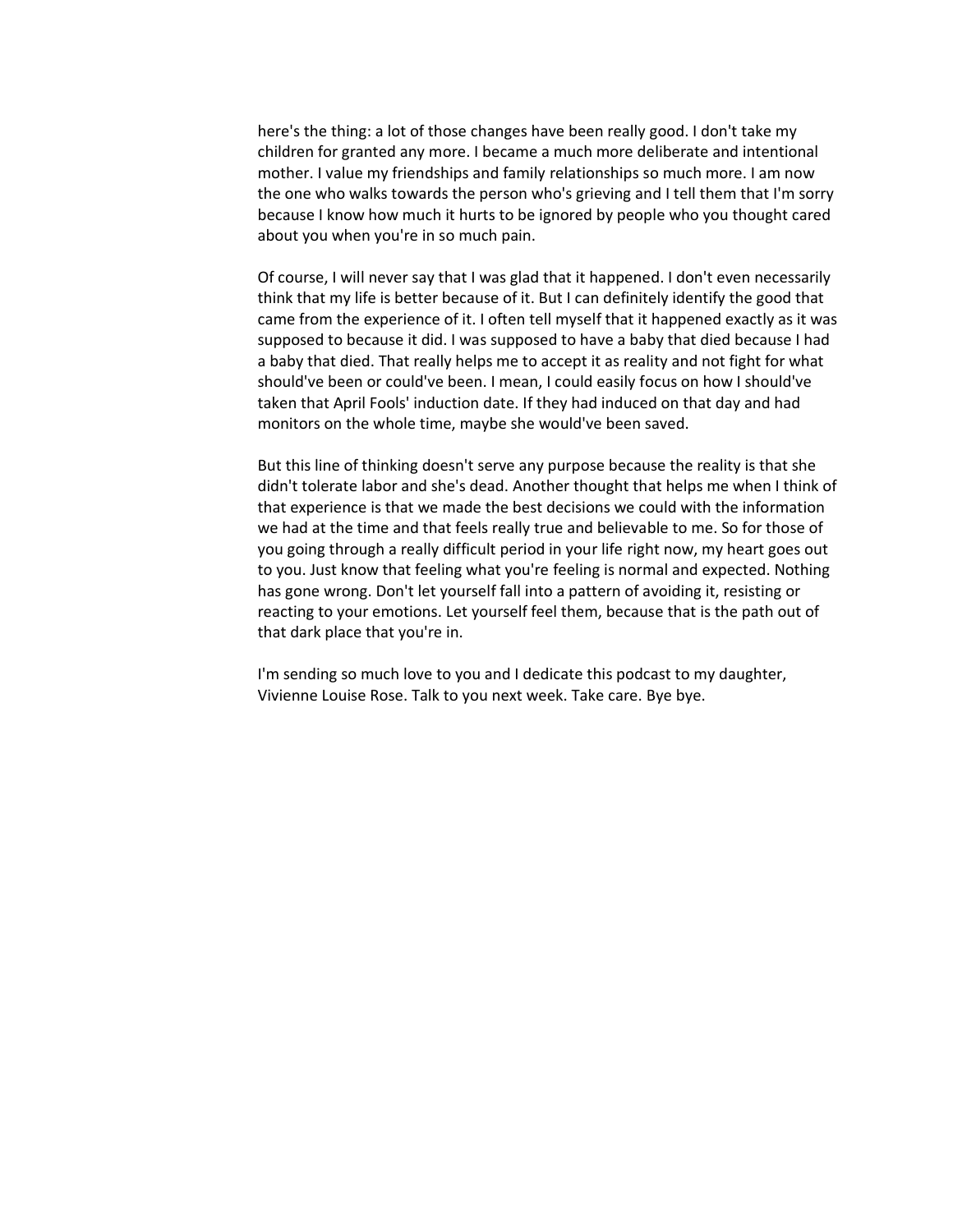here's the thing: a lot of those changes have been really good. I don't take my children for granted any more. I became a much more deliberate and intentional mother. I value my friendships and family relationships so much more. I am now the one who walks towards the person who's grieving and I tell them that I'm sorry because I know how much it hurts to be ignored by people who you thought cared about you when you're in so much pain.

Of course, I will never say that I was glad that it happened. I don't even necessarily think that my life is better because of it. But I can definitely identify the good that came from the experience of it. I often tell myself that it happened exactly as it was supposed to because it did. I was supposed to have a baby that died because I had a baby that died. That really helps me to accept it as reality and not fight for what should've been or could've been. I mean, I could easily focus on how I should've taken that April Fools' induction date. If they had induced on that day and had monitors on the whole time, maybe she would've been saved.

But this line of thinking doesn't serve any purpose because the reality is that she didn't tolerate labor and she's dead. Another thought that helps me when I think of that experience is that we made the best decisions we could with the information we had at the time and that feels really true and believable to me. So for those of you going through a really difficult period in your life right now, my heart goes out to you. Just know that feeling what you're feeling is normal and expected. Nothing has gone wrong. Don't let yourself fall into a pattern of avoiding it, resisting or reacting to your emotions. Let yourself feel them, because that is the path out of that dark place that you're in.

I'm sending so much love to you and I dedicate this podcast to my daughter, Vivienne Louise Rose. Talk to you next week. Take care. Bye bye.